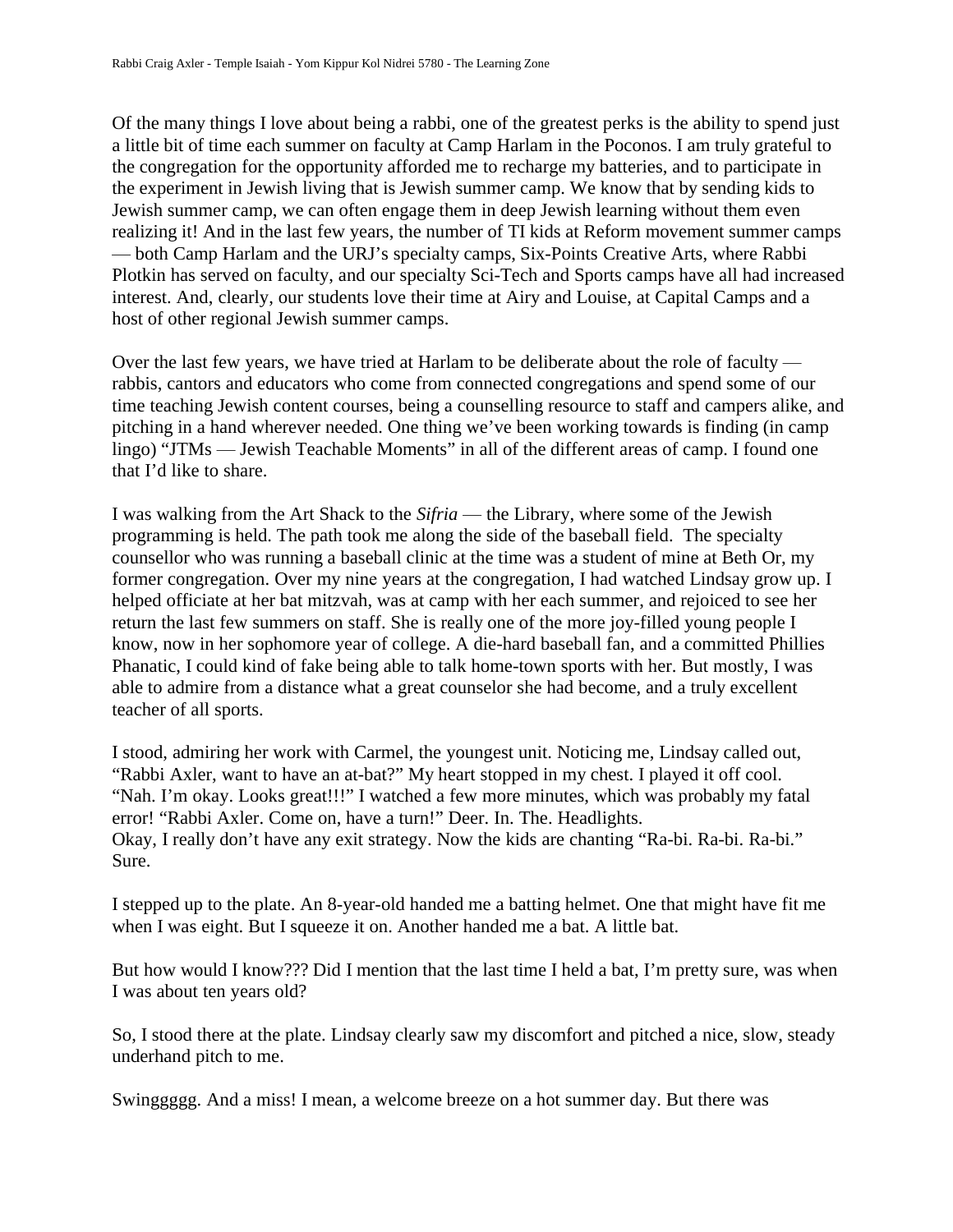Of the many things I love about being a rabbi, one of the greatest perks is the ability to spend just a little bit of time each summer on faculty at Camp Harlam in the Poconos. I am truly grateful to the congregation for the opportunity afforded me to recharge my batteries, and to participate in the experiment in Jewish living that is Jewish summer camp. We know that by sending kids to Jewish summer camp, we can often engage them in deep Jewish learning without them even realizing it! And in the last few years, the number of TI kids at Reform movement summer camps — both Camp Harlam and the URJ's specialty camps, Six-Points Creative Arts, where Rabbi Plotkin has served on faculty, and our specialty Sci-Tech and Sports camps have all had increased interest. And, clearly, our students love their time at Airy and Louise, at Capital Camps and a host of other regional Jewish summer camps.

Over the last few years, we have tried at Harlam to be deliberate about the role of faculty — rabbis, cantors and educators who come from connected congregations and spend some of our time teaching Jewish content courses, being a counselling resource to staff and campers alike, and pitching in a hand wherever needed. One thing we've been working towards is finding (in camp lingo) "JTMs — Jewish Teachable Moments" in all of the different areas of camp. I found one that I'd like to share.

I was walking from the Art Shack to the *Sifria* — the Library, where some of the Jewish programming is held. The path took me along the side of the baseball field. The specialty counsellor who was running a baseball clinic at the time was a student of mine at Beth Or, my former congregation. Over my nine years at the congregation, I had watched Lindsay grow up. I helped officiate at her bat mitzvah, was at camp with her each summer, and rejoiced to see her return the last few summers on staff. She is really one of the more joy-filled young people I know, now in her sophomore year of college. A die-hard baseball fan, and a committed Phillies Phanatic, I could kind of fake being able to talk home-town sports with her. But mostly, I was able to admire from a distance what a great counselor she had become, and a truly excellent teacher of all sports.

I stood, admiring her work with Carmel, the youngest unit. Noticing me, Lindsay called out, "Rabbi Axler, want to have an at-bat?" My heart stopped in my chest. I played it off cool. "Nah. I'm okay. Looks great!!!" I watched a few more minutes, which was probably my fatal error! "Rabbi Axler. Come on, have a turn!" Deer. In. The. Headlights.
Okay, I really don't have any exit strategy. Now the kids are chanting "Ra-bi. Ra-bi. Ra-bi." Sure.

I stepped up to the plate. An 8-year-old handed me a batting helmet. One that might have fit me when I was eight. But I squeeze it on. Another handed me a bat. A little bat.

But how would I know??? Did I mention that the last time I held a bat, I'm pretty sure, was when I was about ten years old?

So, I stood there at the plate. Lindsay clearly saw my discomfort and pitched a nice, slow, steady underhand pitch to me.

Swinggggg. And a miss! I mean, a welcome breeze on a hot summer day. But there was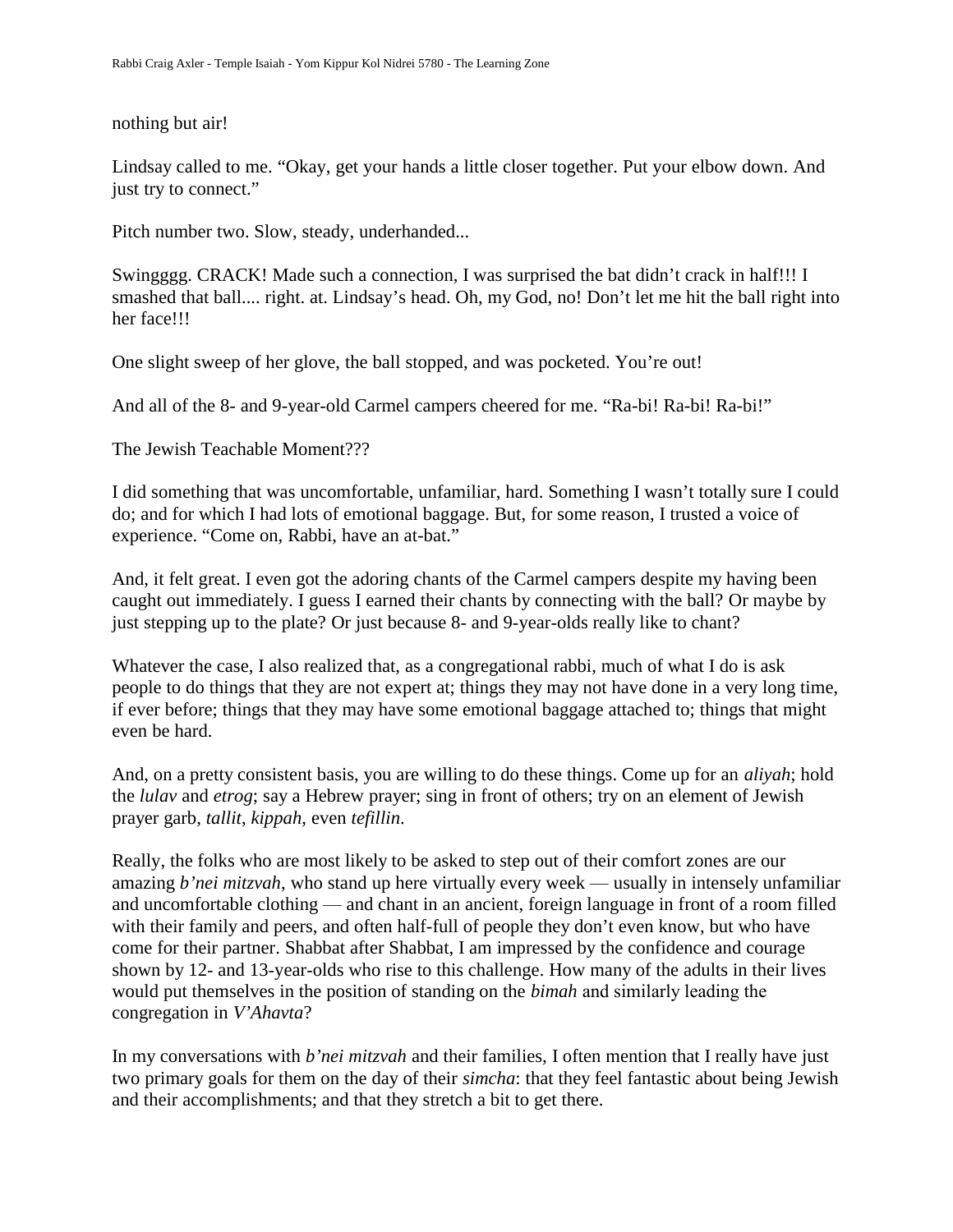nothing but air!

Lindsay called to me. “Okay, get your hands a little closer together. Put your elbow down. And just try to connect.”

Pitch number two. Slow, steady, underhanded...

Swingggg. CRACK! Made such a connection, I was surprised the bat didn’t crack in half!!! I smashed that ball.... right. at. Lindsay’s head. Oh, my God, no! Don’t let me hit the ball right into her face!!!

One slight sweep of her glove, the ball stopped, and was pocketed. You’re out!

And all of the 8- and 9-year-old Carmel campers cheered for me. “Ra-bi! Ra-bi! Ra-bi!”

The Jewish Teachable Moment???

I did something that was uncomfortable, unfamiliar, hard. Something I wasn’t totally sure I could do; and for which I had lots of emotional baggage. But, for some reason, I trusted a voice of experience. “Come on, Rabbi, have an at-bat.”

And, it felt great. I even got the adoring chants of the Carmel campers despite my having been caught out immediately. I guess I earned their chants by connecting with the ball? Or maybe by just stepping up to the plate? Or just because 8- and 9-year-olds really like to chant?

Whatever the case, I also realized that, as a congregational rabbi, much of what I do is ask people to do things that they are not expert at; things they may not have done in a very long time, if ever before; things that they may have some emotional baggage attached to; things that might even be hard.

And, on a pretty consistent basis, you are willing to do these things. Come up for an *aliyah*; hold the *lulav* and *etrog*; say a Hebrew prayer; sing in front of others; try on an element of Jewish prayer garb, *tallit*, *kippah*, even *tefillin*.

Really, the folks who are most likely to be asked to step out of their comfort zones are our amazing *b’nei mitzvah*, who stand up here virtually every week — usually in intensely unfamiliar and uncomfortable clothing — and chant in an ancient, foreign language in front of a room filled with their family and peers, and often half-full of people they don’t even know, but who have come for their partner. Shabbat after Shabbat, I am impressed by the confidence and courage shown by 12- and 13-year-olds who rise to this challenge. How many of the adults in their lives would put themselves in the position of standing on the *bimah* and similarly leading the congregation in *V’Ahavta*?

In my conversations with *b’nei mitzvah* and their families, I often mention that I really have just two primary goals for them on the day of their *simcha*: that they feel fantastic about being Jewish and their accomplishments; and that they stretch a bit to get there.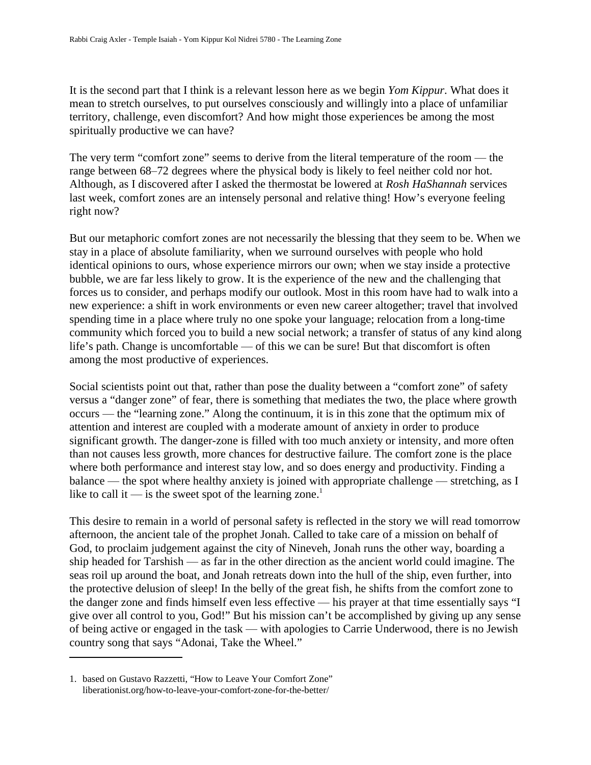It is the second part that I think is a relevant lesson here as we begin *Yom Kippur*. What does it mean to stretch ourselves, to put ourselves consciously and willingly into a place of unfamiliar territory, challenge, even discomfort? And how might those experiences be among the most spiritually productive we can have?

The very term "comfort zone" seems to derive from the literal temperature of the room — the range between 68–72 degrees where the physical body is likely to feel neither cold nor hot. Although, as I discovered after I asked the thermostat be lowered at *Rosh HaShannah* services last week, comfort zones are an intensely personal and relative thing! How's everyone feeling right now?

But our metaphoric comfort zones are not necessarily the blessing that they seem to be. When we stay in a place of absolute familiarity, when we surround ourselves with people who hold identical opinions to ours, whose experience mirrors our own; when we stay inside a protective bubble, we are far less likely to grow. It is the experience of the new and the challenging that forces us to consider, and perhaps modify our outlook. Most in this room have had to walk into a new experience: a shift in work environments or even new career altogether; travel that involved spending time in a place where truly no one spoke your language; relocation from a long-time community which forced you to build a new social network; a transfer of status of any kind along life's path. Change is uncomfortable — of this we can be sure! But that discomfort is often among the most productive of experiences.

Social scientists point out that, rather than pose the duality between a "comfort zone" of safety versus a "danger zone" of fear, there is something that mediates the two, the place where growth occurs — the "learning zone." Along the continuum, it is in this zone that the optimum mix of attention and interest are coupled with a moderate amount of anxiety in order to produce significant growth. The danger-zone is filled with too much anxiety or intensity, and more often than not causes less growth, more chances for destructive failure. The comfort zone is the place where both performance and interest stay low, and so does energy and productivity. Finding a balance — the spot where healthy anxiety is joined with appropriate challenge — stretching, as I like to call it — is the sweet spot of the learning zone.[1]

This desire to remain in a world of personal safety is reflected in the story we will read tomorrow afternoon, the ancient tale of the prophet Jonah. Called to take care of a mission on behalf of God, to proclaim judgement against the city of Nineveh, Jonah runs the other way, boarding a ship headed for Tarshish — as far in the other direction as the ancient world could imagine. The seas roil up around the boat, and Jonah retreats down into the hull of the ship, even further, into the protective delusion of sleep! In the belly of the great fish, he shifts from the comfort zone to the danger zone and finds himself even less effective — his prayer at that time essentially says "I give over all control to you, God!" But his mission can't be accomplished by giving up any sense of being active or engaged in the task — with apologies to Carrie Underwood, there is no Jewish country song that says "Adonai, Take the Wheel."

---

1. based on Gustavo Razzetti, "How to Leave Your Comfort Zone" liberationist.org/how-to-leave-your-comfort-zone-for-the-better/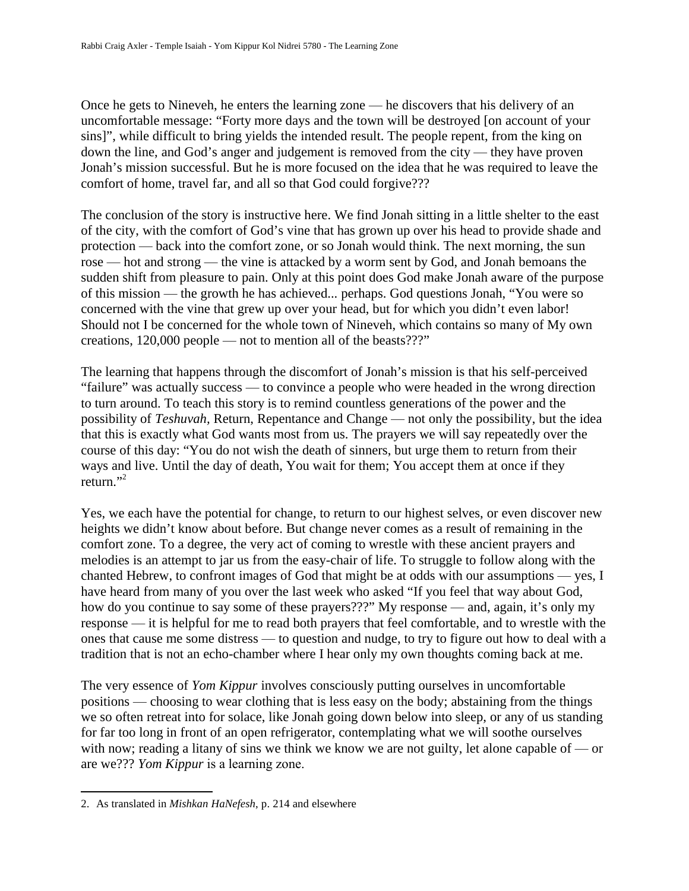Once he gets to Nineveh, he enters the learning zone — he discovers that his delivery of an uncomfortable message: "Forty more days and the town will be destroyed [on account of your sins]", while difficult to bring yields the intended result. The people repent, from the king on down the line, and God's anger and judgement is removed from the city — they have proven Jonah's mission successful. But he is more focused on the idea that he was required to leave the comfort of home, travel far, and all so that God could forgive???

The conclusion of the story is instructive here. We find Jonah sitting in a little shelter to the east of the city, with the comfort of God's vine that has grown up over his head to provide shade and protection — back into the comfort zone, or so Jonah would think. The next morning, the sun rose — hot and strong — the vine is attacked by a worm sent by God, and Jonah bemoans the sudden shift from pleasure to pain. Only at this point does God make Jonah aware of the purpose of this mission — the growth he has achieved... perhaps. God questions Jonah, "You were so concerned with the vine that grew up over your head, but for which you didn't even labor! Should not I be concerned for the whole town of Nineveh, which contains so many of My own creations, 120,000 people — not to mention all of the beasts???"

The learning that happens through the discomfort of Jonah's mission is that his self-perceived "failure" was actually success — to convince a people who were headed in the wrong direction to turn around. To teach this story is to remind countless generations of the power and the possibility of *Teshuvah,* Return, Repentance and Change — not only the possibility, but the idea that this is exactly what God wants most from us. The prayers we will say repeatedly over the course of this day: "You do not wish the death of sinners, but urge them to return from their ways and live. Until the day of death, You wait for them; You accept them at once if they return."[2]

Yes, we each have the potential for change, to return to our highest selves, or even discover new heights we didn't know about before. But change never comes as a result of remaining in the comfort zone. To a degree, the very act of coming to wrestle with these ancient prayers and melodies is an attempt to jar us from the easy-chair of life. To struggle to follow along with the chanted Hebrew, to confront images of God that might be at odds with our assumptions — yes, I have heard from many of you over the last week who asked "If you feel that way about God, how do you continue to say some of these prayers???" My response — and, again, it's only my response — it is helpful for me to read both prayers that feel comfortable, and to wrestle with the ones that cause me some distress — to question and nudge, to try to figure out how to deal with a tradition that is not an echo-chamber where I hear only my own thoughts coming back at me.

The very essence of *Yom Kippur* involves consciously putting ourselves in uncomfortable positions — choosing to wear clothing that is less easy on the body; abstaining from the things we so often retreat into for solace, like Jonah going down below into sleep, or any of us standing for far too long in front of an open refrigerator, contemplating what we will soothe ourselves with now; reading a litany of sins we think we know we are not guilty, let alone capable of — or are we??? *Yom Kippur* is a learning zone.

---

2. As translated in *Mishkan HaNefesh*, p. 214 and elsewhere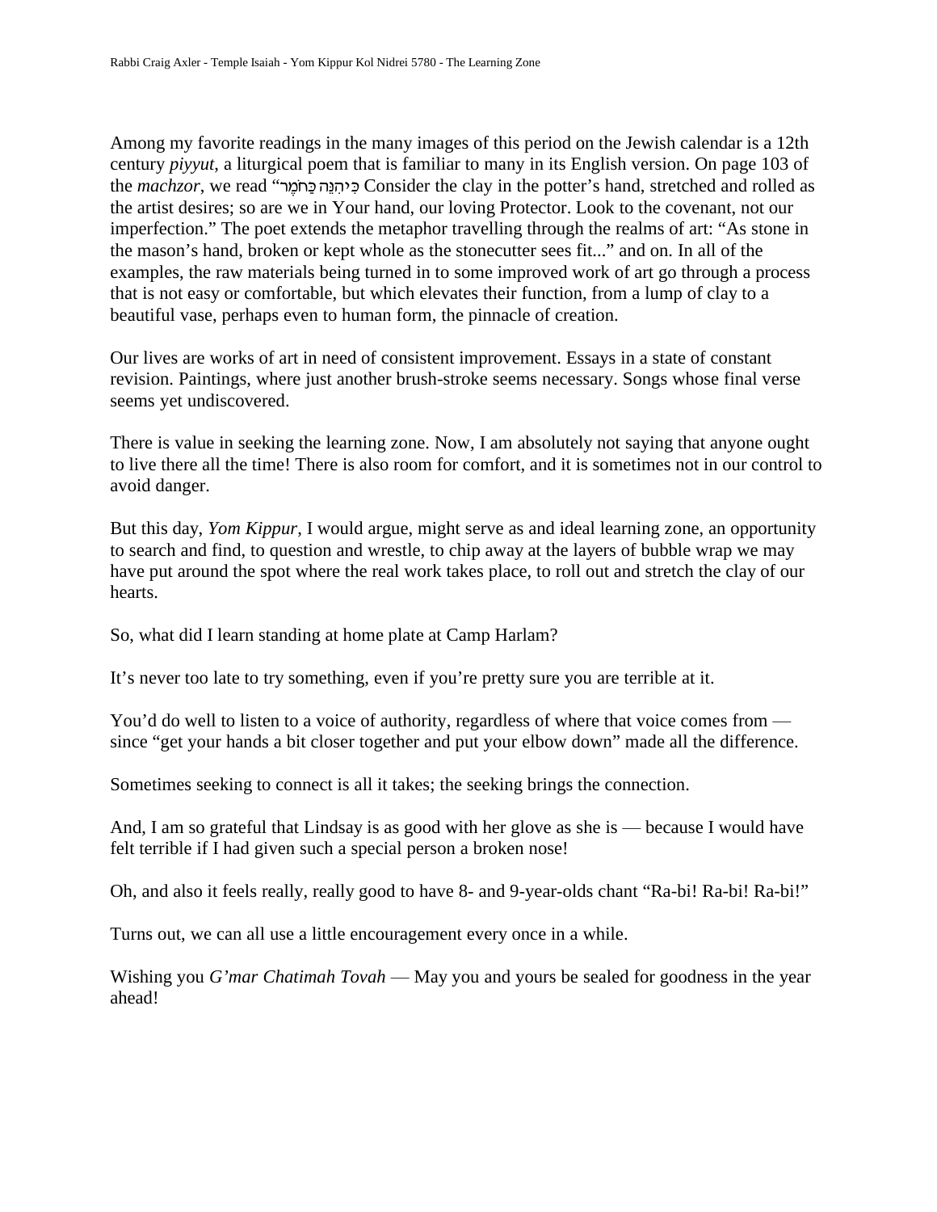Among my favorite readings in the many images of this period on the Jewish calendar is a 12th century *piyyut*, a liturgical poem that is familiar to many in its English version. On page 103 of the *machzor*, we read "כִּי הִנֵּה כַּחֹמֶר Consider the clay in the potter's hand, stretched and rolled as the artist desires; so are we in Your hand, our loving Protector. Look to the covenant, not our imperfection." The poet extends the metaphor travelling through the realms of art: "As stone in the mason's hand, broken or kept whole as the stonecutter sees fit..." and on. In all of the examples, the raw materials being turned in to some improved work of art go through a process that is not easy or comfortable, but which elevates their function, from a lump of clay to a beautiful vase, perhaps even to human form, the pinnacle of creation.

Our lives are works of art in need of consistent improvement. Essays in a state of constant revision. Paintings, where just another brush-stroke seems necessary. Songs whose final verse seems yet undiscovered.

There is value in seeking the learning zone. Now, I am absolutely not saying that anyone ought to live there all the time! There is also room for comfort, and it is sometimes not in our control to avoid danger.

But this day, *Yom Kippur*, I would argue, might serve as and ideal learning zone, an opportunity to search and find, to question and wrestle, to chip away at the layers of bubble wrap we may have put around the spot where the real work takes place, to roll out and stretch the clay of our hearts.

So, what did I learn standing at home plate at Camp Harlam?

It's never too late to try something, even if you're pretty sure you are terrible at it.

You'd do well to listen to a voice of authority, regardless of where that voice comes from — since "get your hands a bit closer together and put your elbow down" made all the difference.

Sometimes seeking to connect is all it takes; the seeking brings the connection.

And, I am so grateful that Lindsay is as good with her glove as she is — because I would have felt terrible if I had given such a special person a broken nose!

Oh, and also it feels really, really good to have 8- and 9-year-olds chant "Ra-bi! Ra-bi! Ra-bi!"

Turns out, we can all use a little encouragement every once in a while.

Wishing you *G'mar Chatimah Tovah* — May you and yours be sealed for goodness in the year ahead!